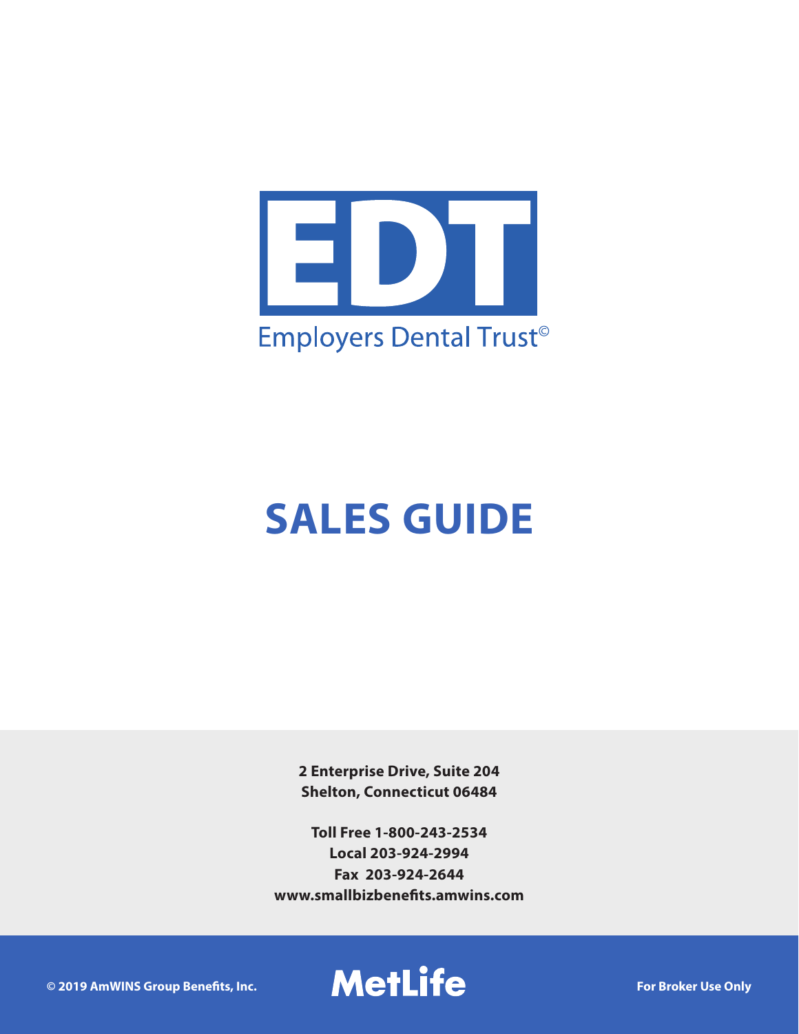# EDT

Employers Dental Trust©

# SALES GUIDE

**2 Enterprise Drive, Suite 204**
**Shelton, Connecticut 06484**

**Toll Free 1-800-243-2534**
**Local 203-924-2994**
**Fax 203-924-2644**
**www.smallbizbenefits.amwins.com**

**© 2019 AmWINS Group Benefits, Inc.**

**MetLife**

**For Broker Use Only**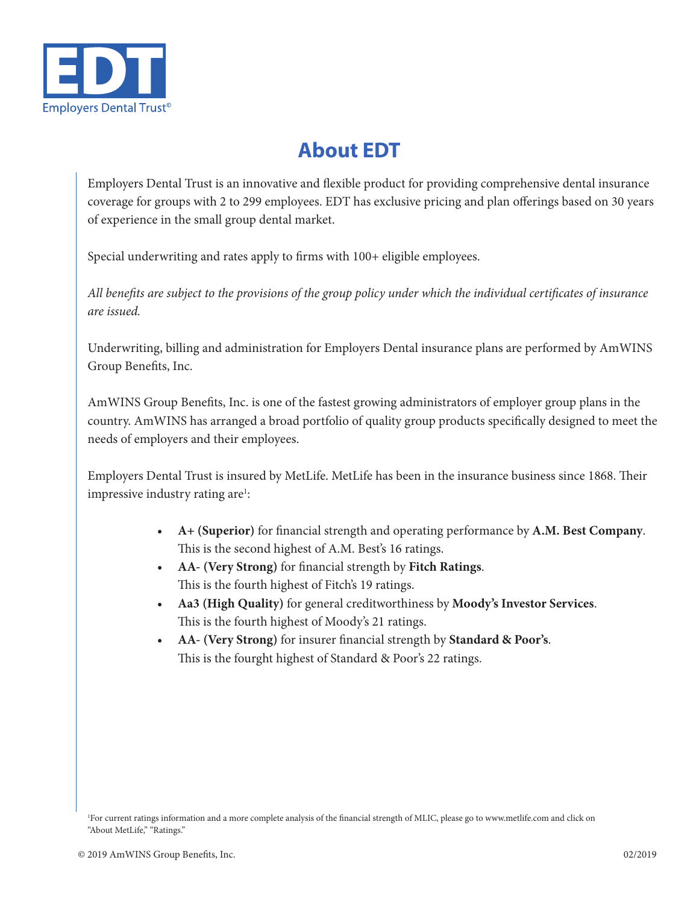EDT

Employers Dental Trust©

# About EDT

Employers Dental Trust is an innovative and flexible product for providing comprehensive dental insurance coverage for groups with 2 to 299 employees. EDT has exclusive pricing and plan offerings based on 30 years of experience in the small group dental market.

Special underwriting and rates apply to firms with 100+ eligible employees.

*All benefits are subject to the provisions of the group policy under which the individual certificates of insurance are issued.*

Underwriting, billing and administration for Employers Dental insurance plans are performed by AmWINS Group Benefits, Inc.

AmWINS Group Benefits, Inc. is one of the fastest growing administrators of employer group plans in the country. AmWINS has arranged a broad portfolio of quality group products specifically designed to meet the needs of employers and their employees.

Employers Dental Trust is insured by MetLife. MetLife has been in the insurance business since 1868. Their impressive industry rating are[1]:

- **A+ (Superior)** for financial strength and operating performance by **A.M. Best Company**. This is the second highest of A.M. Best's 16 ratings.
- **AA- (Very Strong)** for financial strength by **Fitch Ratings**. This is the fourth highest of Fitch's 19 ratings.
- **Aa3 (High Quality)** for general creditworthiness by **Moody's Investor Services**. This is the fourth highest of Moody's 21 ratings.
- **AA- (Very Strong)** for insurer financial strength by **Standard & Poor's**. This is the fourght highest of Standard & Poor's 22 ratings.

[1]For current ratings information and a more complete analysis of the financial strength of MLIC, please go to www.metlife.com and click on "About MetLife," "Ratings."

© 2019 AmWINS Group Benefits, Inc. 02/2019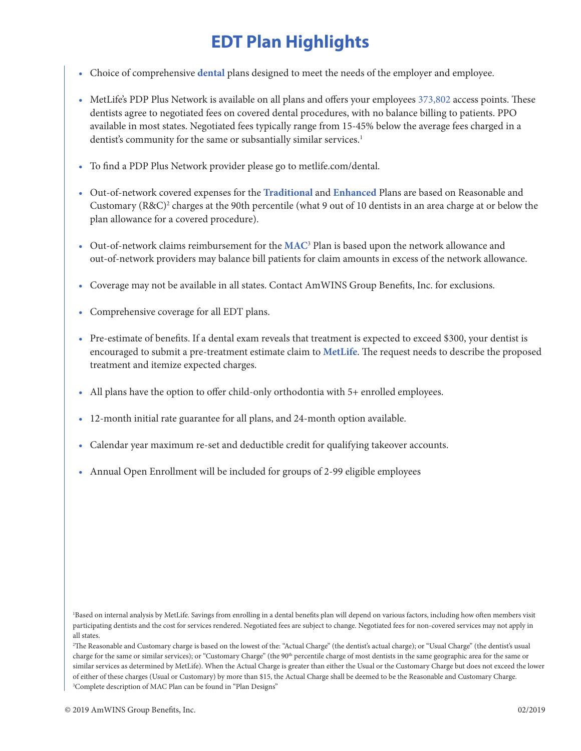# EDT Plan Highlights

- Choice of comprehensive **dental** plans designed to meet the needs of the employer and employee.
- MetLife's PDP Plus Network is available on all plans and offers your employees 373,802 access points. These dentists agree to negotiated fees on covered dental procedures, with no balance billing to patients. PPO available in most states. Negotiated fees typically range from 15-45% below the average fees charged in a dentist's community for the same or subsantially similar services.[1]
- To find a PDP Plus Network provider please go to metlife.com/dental.
- Out-of-network covered expenses for the **Traditional** and **Enhanced** Plans are based on Reasonable and Customary (R&C)[2] charges at the 90th percentile (what 9 out of 10 dentists in an area charge at or below the plan allowance for a covered procedure).
- Out-of-network claims reimbursement for the **MAC**[3] Plan is based upon the network allowance and out-of-network providers may balance bill patients for claim amounts in excess of the network allowance.
- Coverage may not be available in all states. Contact AmWINS Group Benefits, Inc. for exclusions.
- Comprehensive coverage for all EDT plans.
- Pre-estimate of benefits. If a dental exam reveals that treatment is expected to exceed $300, your dentist is encouraged to submit a pre-treatment estimate claim to **MetLife**. The request needs to describe the proposed treatment and itemize expected charges.
- All plans have the option to offer child-only orthodontia with 5+ enrolled employees.
- 12-month initial rate guarantee for all plans, and 24-month option available.
- Calendar year maximum re-set and deductible credit for qualifying takeover accounts.
- Annual Open Enrollment will be included for groups of 2-99 eligible employees

[1]Based on internal analysis by MetLife. Savings from enrolling in a dental benefits plan will depend on various factors, including how often members visit participating dentists and the cost for services rendered. Negotiated fees are subject to change. Negotiated fees for non-covered services may not apply in all states.

[2]The Reasonable and Customary charge is based on the lowest of the: "Actual Charge" (the dentist's actual charge); or "Usual Charge" (the dentist's usual charge for the same or similar services); or "Customary Charge" (the 90th percentile charge of most dentists in the same geographic area for the same or similar services as determined by MetLife). When the Actual Charge is greater than either the Usual or the Customary Charge but does not exceed the lower of either of these charges (Usual or Customary) by more than $15, the Actual Charge shall be deemed to be the Reasonable and Customary Charge.

[3]Complete description of MAC Plan can be found in "Plan Designs"

© 2019 AmWINS Group Benefits, Inc. 02/2019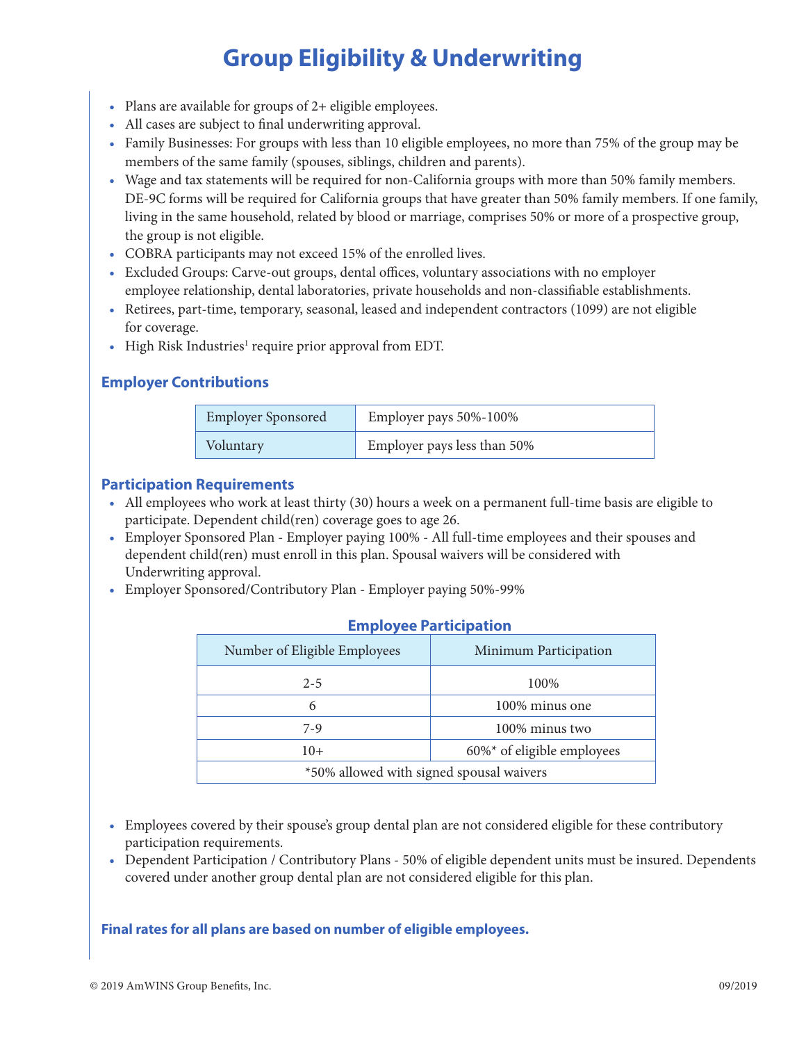# Group Eligibility & Underwriting

- Plans are available for groups of 2+ eligible employees.
- All cases are subject to final underwriting approval.
- Family Businesses: For groups with less than 10 eligible employees, no more than 75% of the group may be members of the same family (spouses, siblings, children and parents).
- Wage and tax statements will be required for non-California groups with more than 50% family members. DE-9C forms will be required for California groups that have greater than 50% family members. If one family, living in the same household, related by blood or marriage, comprises 50% or more of a prospective group, the group is not eligible.
- COBRA participants may not exceed 15% of the enrolled lives.
- Excluded Groups: Carve-out groups, dental offices, voluntary associations with no employer employee relationship, dental laboratories, private households and non-classifiable establishments.
- Retirees, part-time, temporary, seasonal, leased and independent contractors (1099) are not eligible for coverage.
- High Risk Industries[1] require prior approval from EDT.

### Employer Contributions

| Employer Sponsored | Employer pays 50%-100% |
|---|---|
| Voluntary | Employer pays less than 50% |

### Participation Requirements

- All employees who work at least thirty (30) hours a week on a permanent full-time basis are eligible to participate. Dependent child(ren) coverage goes to age 26.
- Employer Sponsored Plan - Employer paying 100% - All full-time employees and their spouses and dependent child(ren) must enroll in this plan. Spousal waivers will be considered with Underwriting approval.
- Employer Sponsored/Contributory Plan - Employer paying 50%-99%

**Employee Participation**

| Number of Eligible Employees | Minimum Participation |
|---|---|
| 2-5 | 100% |
| 6 | 100% minus one |
| 7-9 | 100% minus two |
| 10+ | 60%* of eligible employees |
| *50% allowed with signed spousal waivers | |

- Employees covered by their spouse's group dental plan are not considered eligible for these contributory participation requirements.
- Dependent Participation / Contributory Plans - 50% of eligible dependent units must be insured. Dependents covered under another group dental plan are not considered eligible for this plan.

**Final rates for all plans are based on number of eligible employees.**

© 2019 AmWINS Group Benefits, Inc. 09/2019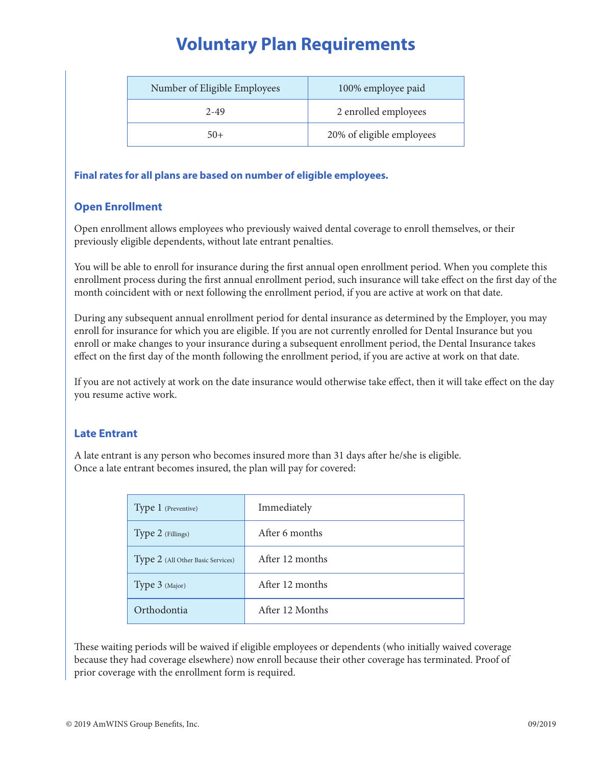# Voluntary Plan Requirements

| Number of Eligible Employees | 100% employee paid |
|---|---|
| 2-49 | 2 enrolled employees |
| 50+ | 20% of eligible employees |

**Final rates for all plans are based on number of eligible employees.**

## Open Enrollment

Open enrollment allows employees who previously waived dental coverage to enroll themselves, or their previously eligible dependents, without late entrant penalties.

You will be able to enroll for insurance during the first annual open enrollment period. When you complete this enrollment process during the first annual enrollment period, such insurance will take effect on the first day of the month coincident with or next following the enrollment period, if you are active at work on that date.

During any subsequent annual enrollment period for dental insurance as determined by the Employer, you may enroll for insurance for which you are eligible. If you are not currently enrolled for Dental Insurance but you enroll or make changes to your insurance during a subsequent enrollment period, the Dental Insurance takes effect on the first day of the month following the enrollment period, if you are active at work on that date.

If you are not actively at work on the date insurance would otherwise take effect, then it will take effect on the day you resume active work.

## Late Entrant

A late entrant is any person who becomes insured more than 31 days after he/she is eligible.
Once a late entrant becomes insured, the plan will pay for covered:

| | |
|---|---|
| Type 1 (Preventive) | Immediately |
| Type 2 (Fillings) | After 6 months |
| Type 2 (All Other Basic Services) | After 12 months |
| Type 3 (Major) | After 12 months |
| Orthodontia | After 12 Months |

These waiting periods will be waived if eligible employees or dependents (who initially waived coverage because they had coverage elsewhere) now enroll because their other coverage has terminated. Proof of prior coverage with the enrollment form is required.

© 2019 AmWINS Group Benefits, Inc. 09/2019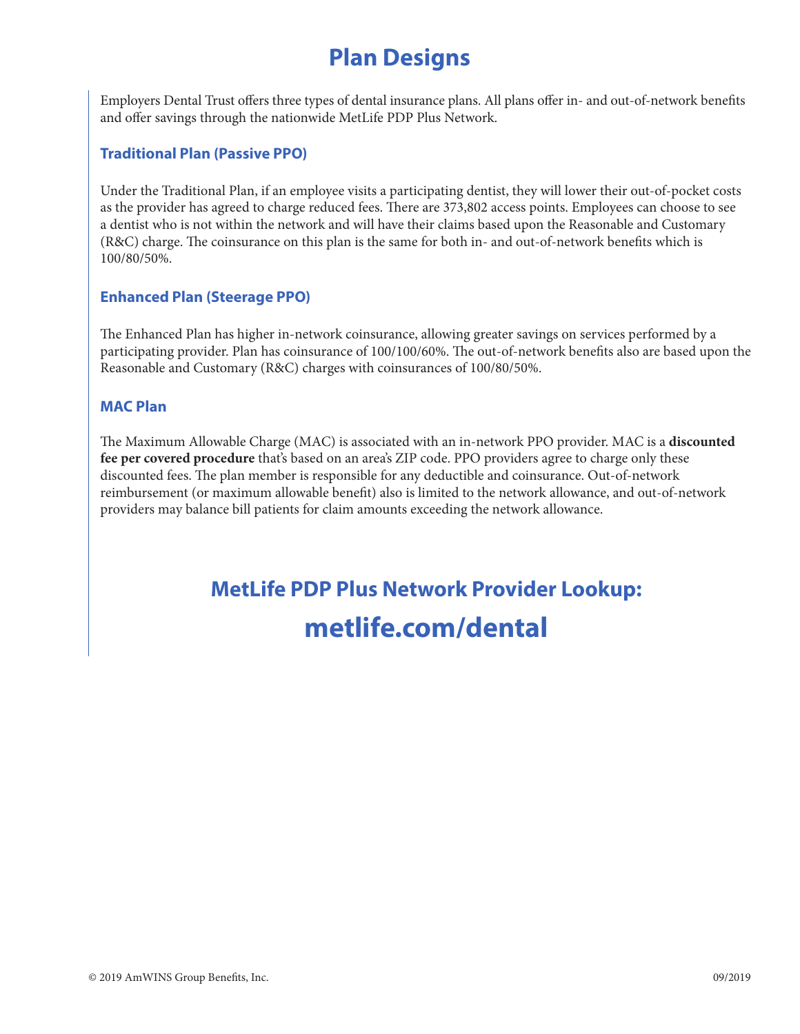# Plan Designs

Employers Dental Trust offers three types of dental insurance plans. All plans offer in- and out-of-network benefits and offer savings through the nationwide MetLife PDP Plus Network.

### Traditional Plan (Passive PPO)

Under the Traditional Plan, if an employee visits a participating dentist, they will lower their out-of-pocket costs as the provider has agreed to charge reduced fees. There are 373,802 access points. Employees can choose to see a dentist who is not within the network and will have their claims based upon the Reasonable and Customary (R&C) charge. The coinsurance on this plan is the same for both in- and out-of-network benefits which is 100/80/50%.

### Enhanced Plan (Steerage PPO)

The Enhanced Plan has higher in-network coinsurance, allowing greater savings on services performed by a participating provider. Plan has coinsurance of 100/100/60%. The out-of-network benefits also are based upon the Reasonable and Customary (R&C) charges with coinsurances of 100/80/50%.

### MAC Plan

The Maximum Allowable Charge (MAC) is associated with an in-network PPO provider. MAC is a **discounted fee per covered procedure** that's based on an area's ZIP code. PPO providers agree to charge only these discounted fees. The plan member is responsible for any deductible and coinsurance. Out-of-network reimbursement (or maximum allowable benefit) also is limited to the network allowance, and out-of-network providers may balance bill patients for claim amounts exceeding the network allowance.

## MetLife PDP Plus Network Provider Lookup:

## metlife.com/dental

© 2019 AmWINS Group Benefits, Inc. 09/2019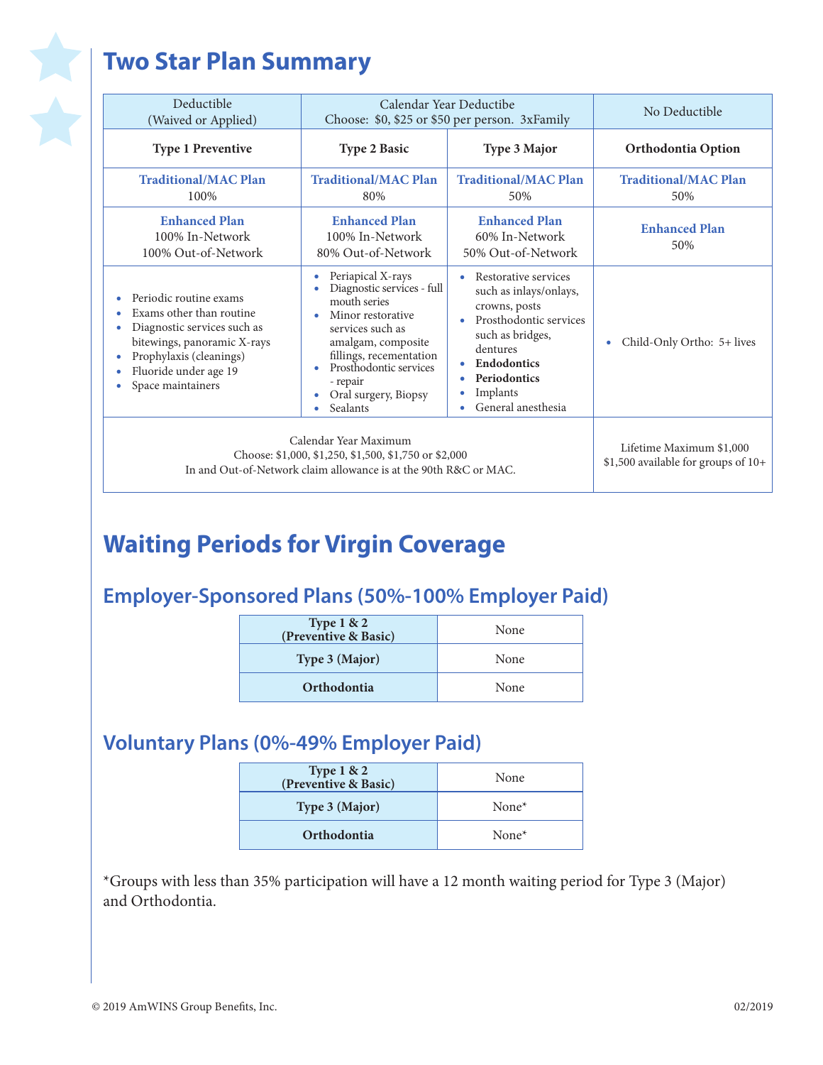# Two Star Plan Summary

| Deductible (Waived or Applied) | Calendar Year Deductibe Choose: $0, $25 or $50 per person. 3xFamily | | No Deductible |
|---|---|---|---|
| **Type 1 Preventive** | **Type 2 Basic** | **Type 3 Major** | **Orthodontia Option** |
| **Traditional/MAC Plan** 100% | **Traditional/MAC Plan** 80% | **Traditional/MAC Plan** 50% | **Traditional/MAC Plan** 50% |
| **Enhanced Plan** 100% In-Network 100% Out-of-Network | **Enhanced Plan** 100% In-Network 80% Out-of-Network | **Enhanced Plan** 60% In-Network 50% Out-of-Network | **Enhanced Plan** 50% |
| • Periodic routine exams<br>• Exams other than routine<br>• Diagnostic services such as bitewings, panoramic X-rays<br>• Prophylaxis (cleanings)<br>• Fluoride under age 19<br>• Space maintainers | • Periapical X-rays<br>• Diagnostic services - full mouth series<br>• Minor restorative services such as amalgam, composite fillings, recementation<br>• Prosthodontic services - repair<br>• Oral surgery, Biopsy<br>• Sealants | • Restorative services such as inlays/onlays, crowns, posts<br>• Prosthodontic services such as bridges, dentures<br>• **Endodontics**<br>• **Periodontics**<br>• Implants<br>• General anesthesia | • Child-Only Ortho: 5+ lives |
| Calendar Year Maximum<br>Choose: $1,000, $1,250, $1,500, $1,750 or $2,000<br>In and Out-of-Network claim allowance is at the 90th R&C or MAC. | | | Lifetime Maximum $1,000<br>$1,500 available for groups of 10+ |

# Waiting Periods for Virgin Coverage

## Employer-Sponsored Plans (50%-100% Employer Paid)

| | |
|---|---|
| **Type 1 & 2 (Preventive & Basic)** | None |
| **Type 3 (Major)** | None |
| **Orthodontia** | None |

## Voluntary Plans (0%-49% Employer Paid)

| | |
|---|---|
| **Type 1 & 2 (Preventive & Basic)** | None |
| **Type 3 (Major)** | None* |
| **Orthodontia** | None* |

*Groups with less than 35% participation will have a 12 month waiting period for Type 3 (Major) and Orthodontia.

© 2019 AmWINS Group Benefits, Inc. 02/2019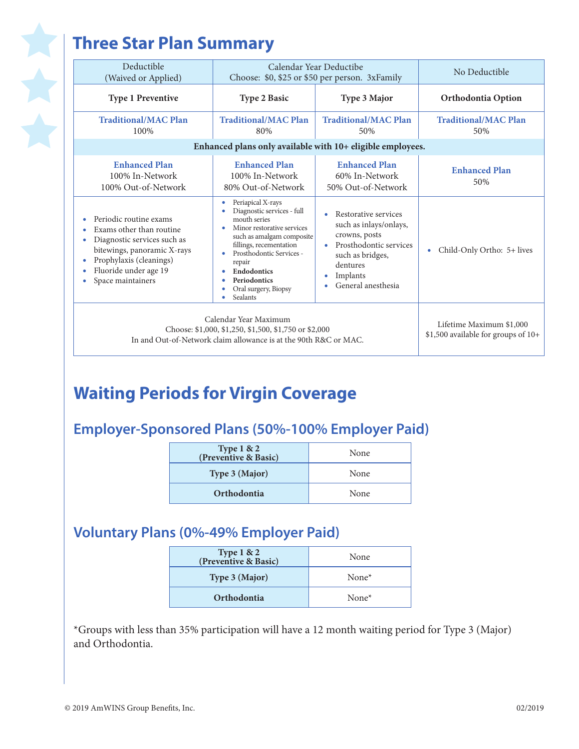# Three Star Plan Summary

| Deductible (Waived or Applied) | Calendar Year Deductibe Choose: $0, $25 or $50 per person. 3xFamily | | No Deductible |
|---|---|---|---|
| **Type 1 Preventive** | **Type 2 Basic** | **Type 3 Major** | **Orthodontia Option** |
| **Traditional/MAC Plan** 100% | **Traditional/MAC Plan** 80% | **Traditional/MAC Plan** 50% | **Traditional/MAC Plan** 50% |
| **Enhanced plans only available with 10+ eligible employees.** | | | |
| **Enhanced Plan** 100% In-Network 100% Out-of-Network | **Enhanced Plan** 100% In-Network 80% Out-of-Network | **Enhanced Plan** 60% In-Network 50% Out-of-Network | **Enhanced Plan** 50% |
| • Periodic routine exams<br>• Exams other than routine<br>• Diagnostic services such as bitewings, panoramic X-rays<br>• Prophylaxis (cleanings)<br>• Fluoride under age 19<br>• Space maintainers | • Periapical X-rays<br>• Diagnostic services - full mouth series<br>• Minor restorative services such as amalgam composite fillings, recementation<br>• Prosthodontic Services - repair<br>• **Endodontics**<br>• **Periodontics**<br>• Oral surgery, Biopsy<br>• Sealants | • Restorative services such as inlays/onlays, crowns, posts<br>• Prosthodontic services such as bridges, dentures<br>• Implants<br>• General anesthesia | • Child-Only Ortho: 5+ lives |
| Calendar Year Maximum<br>Choose: $1,000, $1,250, $1,500, $1,750 or $2,000<br>In and Out-of-Network claim allowance is at the 90th R&C or MAC. | | | Lifetime Maximum $1,000<br>$1,500 available for groups of 10+ |

# Waiting Periods for Virgin Coverage

## Employer-Sponsored Plans (50%-100% Employer Paid)

| Type | Waiting Period |
|---|---|
| **Type 1 & 2 (Preventive & Basic)** | None |
| **Type 3 (Major)** | None |
| **Orthodontia** | None |

## Voluntary Plans (0%-49% Employer Paid)

| Type | Waiting Period |
|---|---|
| **Type 1 & 2 (Preventive & Basic)** | None |
| **Type 3 (Major)** | None* |
| **Orthodontia** | None* |

*Groups with less than 35% participation will have a 12 month waiting period for Type 3 (Major) and Orthodontia.

© 2019 AmWINS Group Benefits, Inc. 02/2019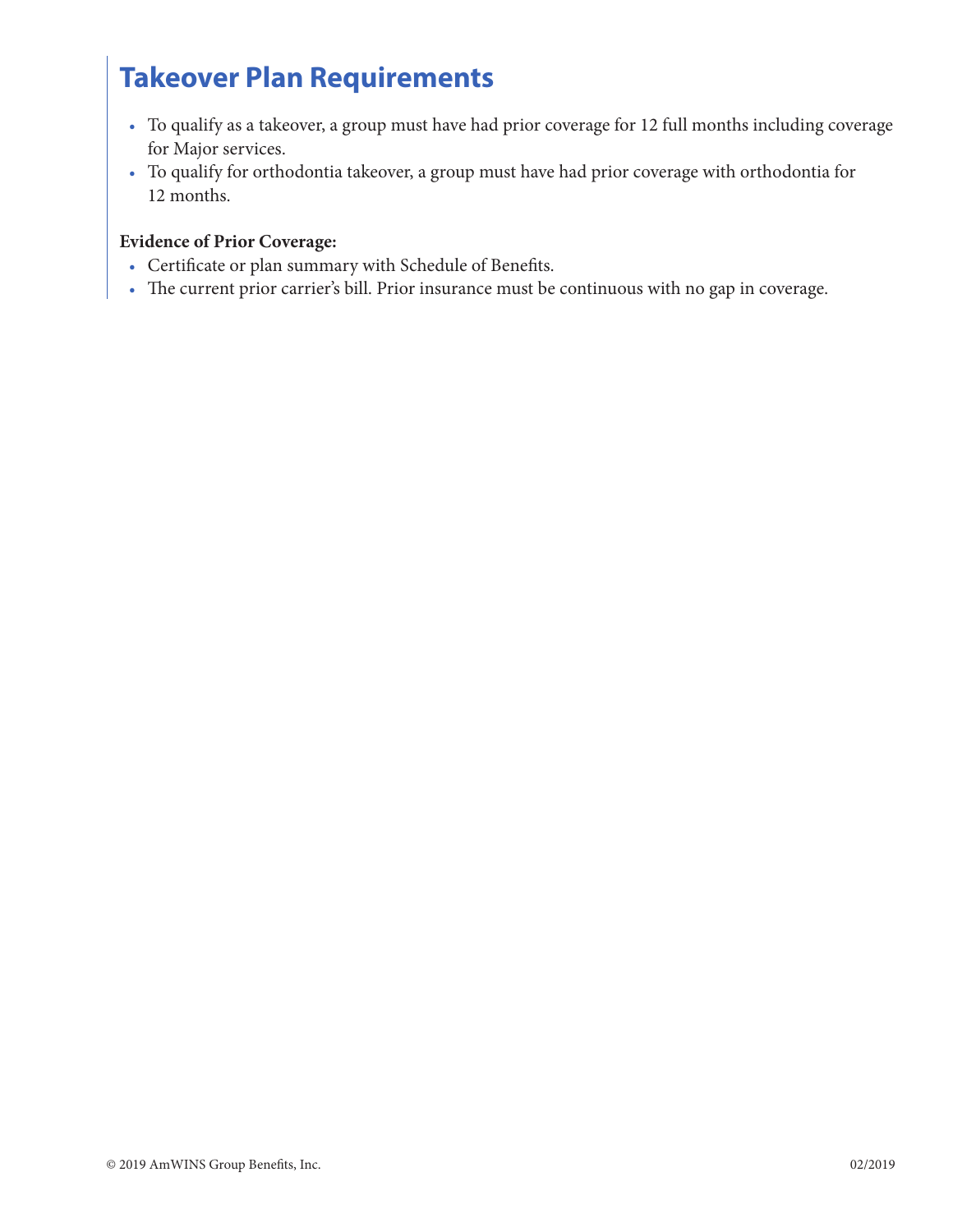## Takeover Plan Requirements

- To qualify as a takeover, a group must have had prior coverage for 12 full months including coverage for Major services.
- To qualify for orthodontia takeover, a group must have had prior coverage with orthodontia for 12 months.

**Evidence of Prior Coverage:**

- Certificate or plan summary with Schedule of Benefits.
- The current prior carrier's bill. Prior insurance must be continuous with no gap in coverage.

© 2019 AmWINS Group Benefits, Inc. 02/2019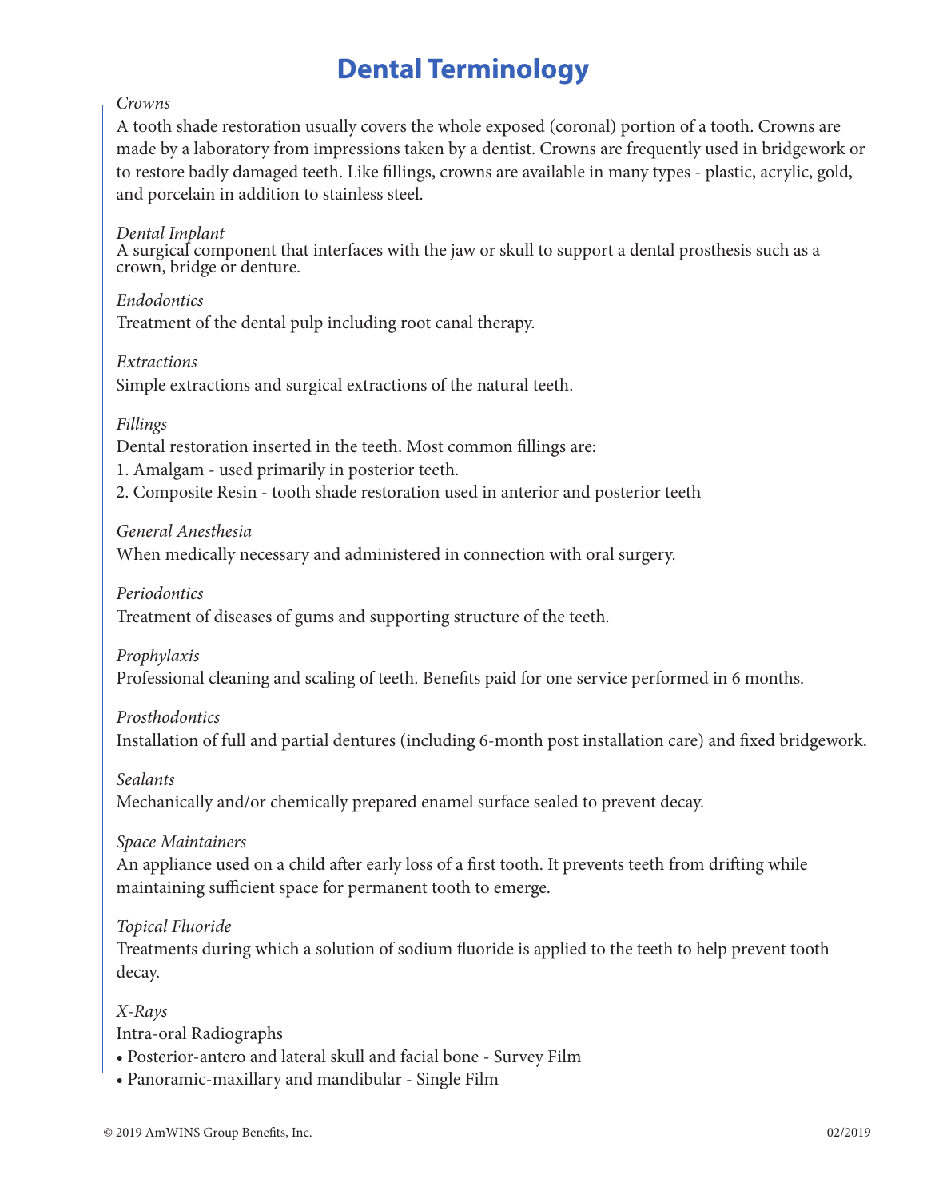# Dental Terminology

*Crowns*

A tooth shade restoration usually covers the whole exposed (coronal) portion of a tooth. Crowns are made by a laboratory from impressions taken by a dentist. Crowns are frequently used in bridgework or to restore badly damaged teeth. Like fillings, crowns are available in many types - plastic, acrylic, gold, and porcelain in addition to stainless steel.

*Dental Implant*

A surgical component that interfaces with the jaw or skull to support a dental prosthesis such as a crown, bridge or denture.

*Endodontics*

Treatment of the dental pulp including root canal therapy.

*Extractions*

Simple extractions and surgical extractions of the natural teeth.

*Fillings*

Dental restoration inserted in the teeth. Most common fillings are:

1. Amalgam - used primarily in posterior teeth.
2. Composite Resin - tooth shade restoration used in anterior and posterior teeth

*General Anesthesia*

When medically necessary and administered in connection with oral surgery.

*Periodontics*

Treatment of diseases of gums and supporting structure of the teeth.

*Prophylaxis*

Professional cleaning and scaling of teeth. Benefits paid for one service performed in 6 months.

*Prosthodontics*

Installation of full and partial dentures (including 6-month post installation care) and fixed bridgework.

*Sealants*

Mechanically and/or chemically prepared enamel surface sealed to prevent decay.

*Space Maintainers*

An appliance used on a child after early loss of a first tooth. It prevents teeth from drifting while maintaining sufficient space for permanent tooth to emerge.

*Topical Fluoride*

Treatments during which a solution of sodium fluoride is applied to the teeth to help prevent tooth decay.

*X-Rays*

Intra-oral Radiographs

- Posterior-antero and lateral skull and facial bone - Survey Film
- Panoramic-maxillary and mandibular - Single Film

© 2019 AmWINS Group Benefits, Inc. 02/2019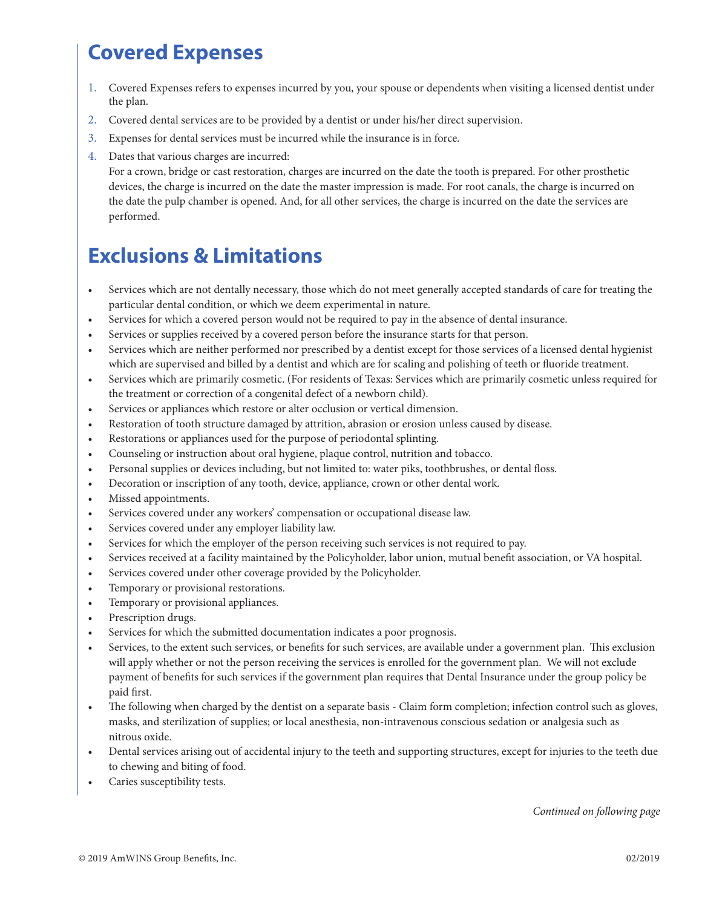## Covered Expenses

1. Covered Expenses refers to expenses incurred by you, your spouse or dependents when visiting a licensed dentist under the plan.
2. Covered dental services are to be provided by a dentist or under his/her direct supervision.
3. Expenses for dental services must be incurred while the insurance is in force.
4. Dates that various charges are incurred:
   For a crown, bridge or cast restoration, charges are incurred on the date the tooth is prepared. For other prosthetic devices, the charge is incurred on the date the master impression is made. For root canals, the charge is incurred on the date the pulp chamber is opened. And, for all other services, the charge is incurred on the date the services are performed.

## Exclusions & Limitations

- Services which are not dentally necessary, those which do not meet generally accepted standards of care for treating the particular dental condition, or which we deem experimental in nature.
- Services for which a covered person would not be required to pay in the absence of dental insurance.
- Services or supplies received by a covered person before the insurance starts for that person.
- Services which are neither performed nor prescribed by a dentist except for those services of a licensed dental hygienist which are supervised and billed by a dentist and which are for scaling and polishing of teeth or fluoride treatment.
- Services which are primarily cosmetic. (For residents of Texas: Services which are primarily cosmetic unless required for the treatment or correction of a congenital defect of a newborn child).
- Services or appliances which restore or alter occlusion or vertical dimension.
- Restoration of tooth structure damaged by attrition, abrasion or erosion unless caused by disease.
- Restorations or appliances used for the purpose of periodontal splinting.
- Counseling or instruction about oral hygiene, plaque control, nutrition and tobacco.
- Personal supplies or devices including, but not limited to: water piks, toothbrushes, or dental floss.
- Decoration or inscription of any tooth, device, appliance, crown or other dental work.
- Missed appointments.
- Services covered under any workers' compensation or occupational disease law.
- Services covered under any employer liability law.
- Services for which the employer of the person receiving such services is not required to pay.
- Services received at a facility maintained by the Policyholder, labor union, mutual benefit association, or VA hospital.
- Services covered under other coverage provided by the Policyholder.
- Temporary or provisional restorations.
- Temporary or provisional appliances.
- Prescription drugs.
- Services for which the submitted documentation indicates a poor prognosis.
- Services, to the extent such services, or benefits for such services, are available under a government plan. This exclusion will apply whether or not the person receiving the services is enrolled for the government plan. We will not exclude payment of benefits for such services if the government plan requires that Dental Insurance under the group policy be paid first.
- The following when charged by the dentist on a separate basis - Claim form completion; infection control such as gloves, masks, and sterilization of supplies; or local anesthesia, non-intravenous conscious sedation or analgesia such as nitrous oxide.
- Dental services arising out of accidental injury to the teeth and supporting structures, except for injuries to the teeth due to chewing and biting of food.
- Caries susceptibility tests.

*Continued on following page*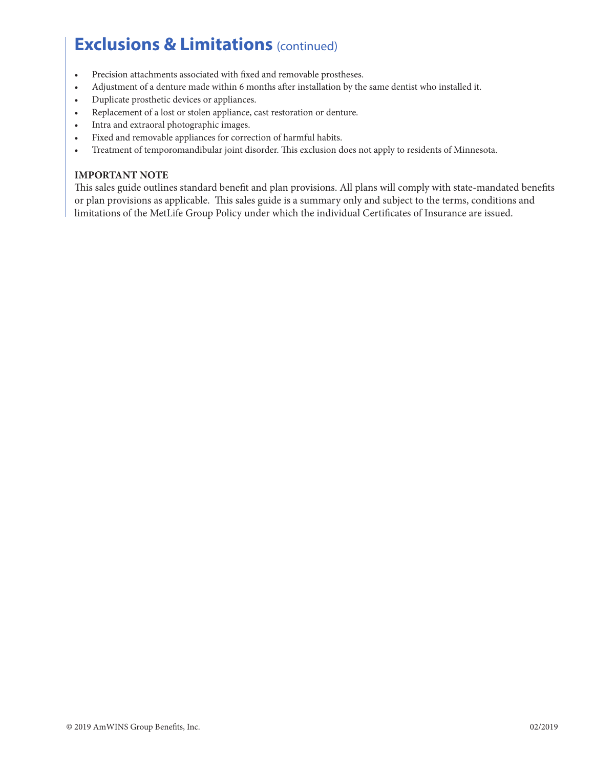# Exclusions & Limitations (continued)

- Precision attachments associated with fixed and removable prostheses.
- Adjustment of a denture made within 6 months after installation by the same dentist who installed it.
- Duplicate prosthetic devices or appliances.
- Replacement of a lost or stolen appliance, cast restoration or denture.
- Intra and extraoral photographic images.
- Fixed and removable appliances for correction of harmful habits.
- Treatment of temporomandibular joint disorder. This exclusion does not apply to residents of Minnesota.

**IMPORTANT NOTE**

This sales guide outlines standard benefit and plan provisions. All plans will comply with state-mandated benefits or plan provisions as applicable. This sales guide is a summary only and subject to the terms, conditions and limitations of the MetLife Group Policy under which the individual Certificates of Insurance are issued.

© 2019 AmWINS Group Benefits, Inc. 02/2019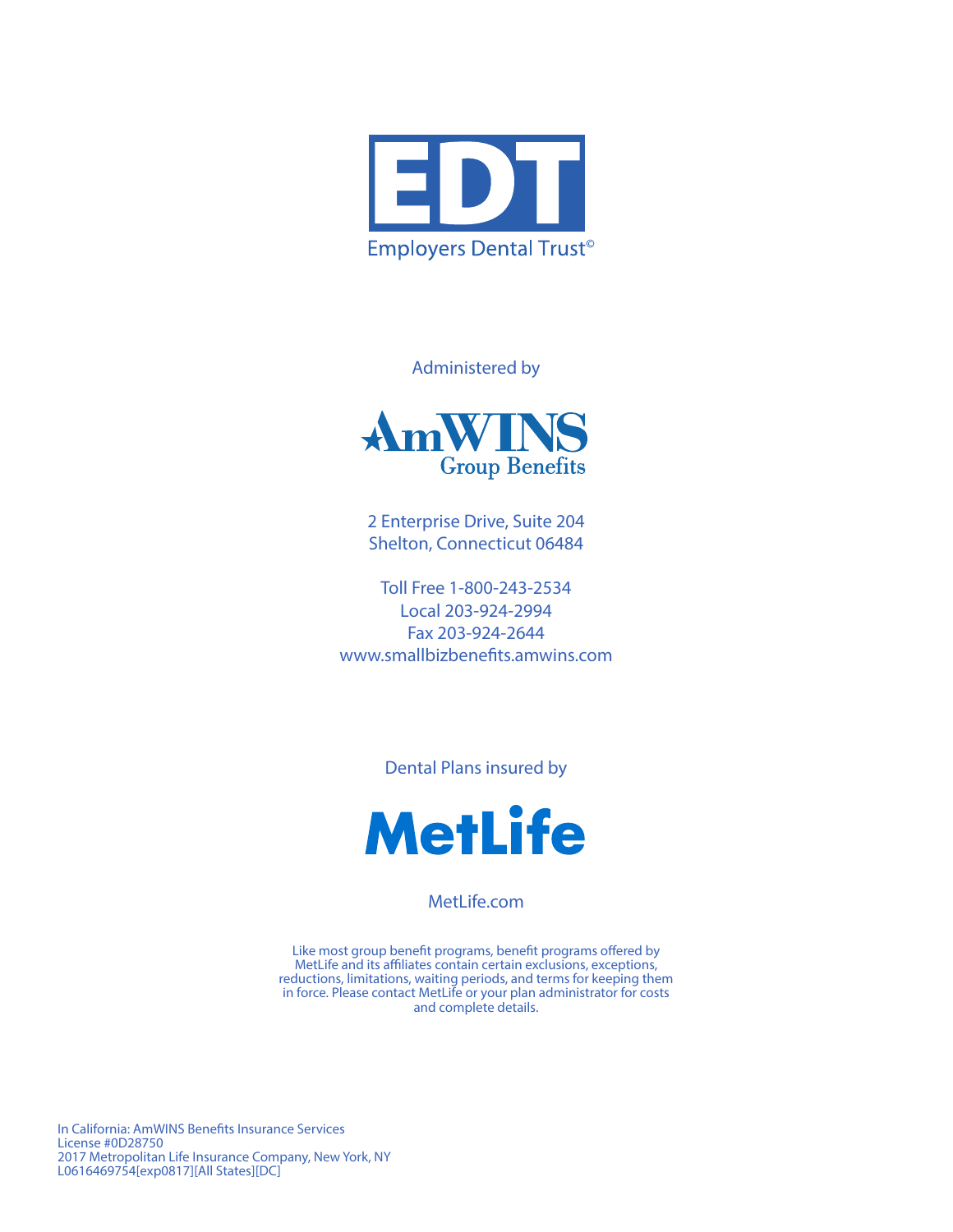EDT

Employers Dental Trust©

Administered by

AmWINS Group Benefits

2 Enterprise Drive, Suite 204
Shelton, Connecticut 06484

Toll Free 1-800-243-2534
Local 203-924-2994
Fax 203-924-2644
www.smallbizbenefits.amwins.com

Dental Plans insured by

MetLife

MetLife.com

Like most group benefit programs, benefit programs offered by MetLife and its affiliates contain certain exclusions, exceptions, reductions, limitations, waiting periods, and terms for keeping them in force. Please contact MetLife or your plan administrator for costs and complete details.

In California: AmWINS Benefits Insurance Services
License #0D28750
2017 Metropolitan Life Insurance Company, New York, NY
L0616469754[exp0817][All States][DC]